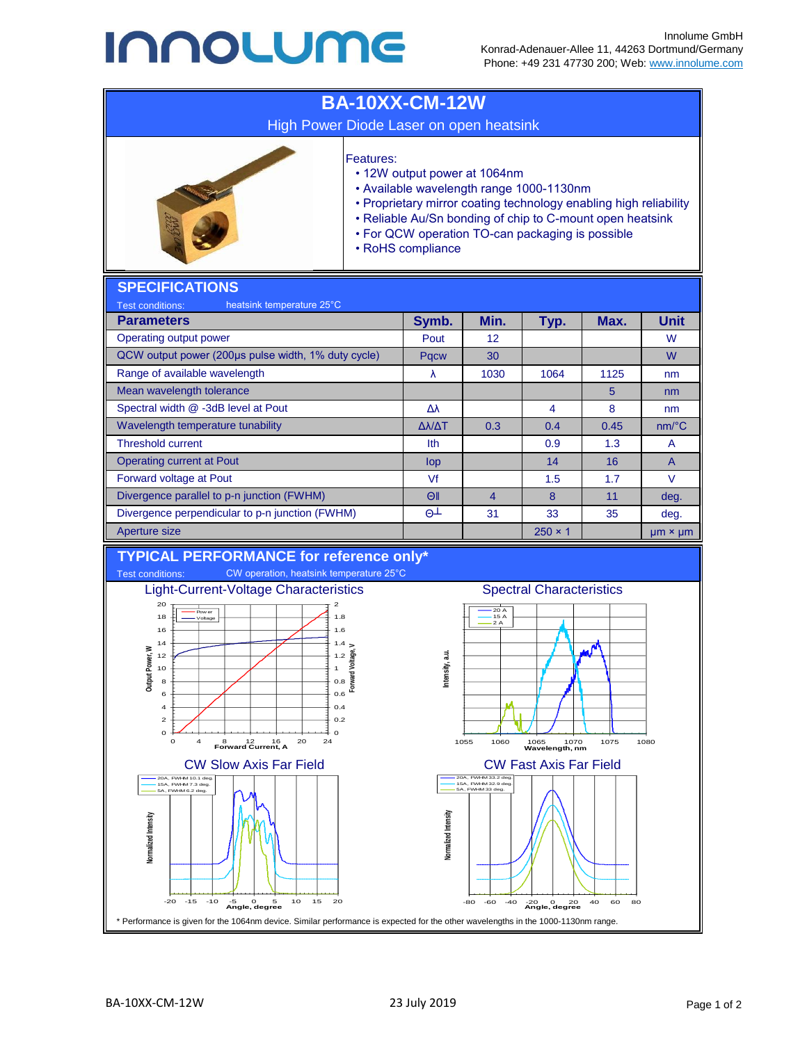Innolume GmbH
Konrad-Adenauer-Allee 11, 44263 Dortmund/Germany
Phone: +49 231 47730 200; Web: www.innolume.com

# BA-10XX-CM-12W

High Power Diode Laser on open heatsink

Features:

- 12W output power at 1064nm
- Available wavelength range 1000-1130nm
- Proprietary mirror coating technology enabling high reliability
- Reliable Au/Sn bonding of chip to C-mount open heatsink
- For QCW operation TO-can packaging is possible
- RoHS compliance

## SPECIFICATIONS

Test conditions: heatsink temperature 25°C

| Parameters | Symb. | Min. | Typ. | Max. | Unit |
|---|---|---|---|---|---|
| Operating output power | Pout | 12 | | | W |
| QCW output power (200µs pulse width, 1% duty cycle) | Pqcw | 30 | | | W |
| Range of available wavelength | λ | 1030 | 1064 | 1125 | nm |
| Mean wavelength tolerance | | | | 5 | nm |
| Spectral width @ -3dB level at Pout | Δλ | | 4 | 8 | nm |
| Wavelength temperature tunability | Δλ/ΔT | 0.3 | 0.4 | 0.45 | nm/°C |
| Threshold current | Ith | | 0.9 | 1.3 | A |
| Operating current at Pout | Iop | | 14 | 16 | A |
| Forward voltage at Pout | Vf | | 1.5 | 1.7 | V |
| Divergence parallel to p-n junction (FWHM) | Θ‖ | 4 | 8 | 11 | deg. |
| Divergence perpendicular to p-n junction (FWHM) | Θ⊥ | 31 | 33 | 35 | deg. |
| Aperture size | | | 250 × 1 | | µm × µm |

## TYPICAL PERFORMANCE for reference only*

Test conditions: CW operation, heatsink temperature 25°C

Light-Current-Voltage Characteristics

Spectral Characteristics

CW Slow Axis Far Field

CW Fast Axis Far Field

* Performance is given for the 1064nm device. Similar performance is expected for the other wavelengths in the 1000-1130nm range.

BA-10XX-CM-12W 23 July 2019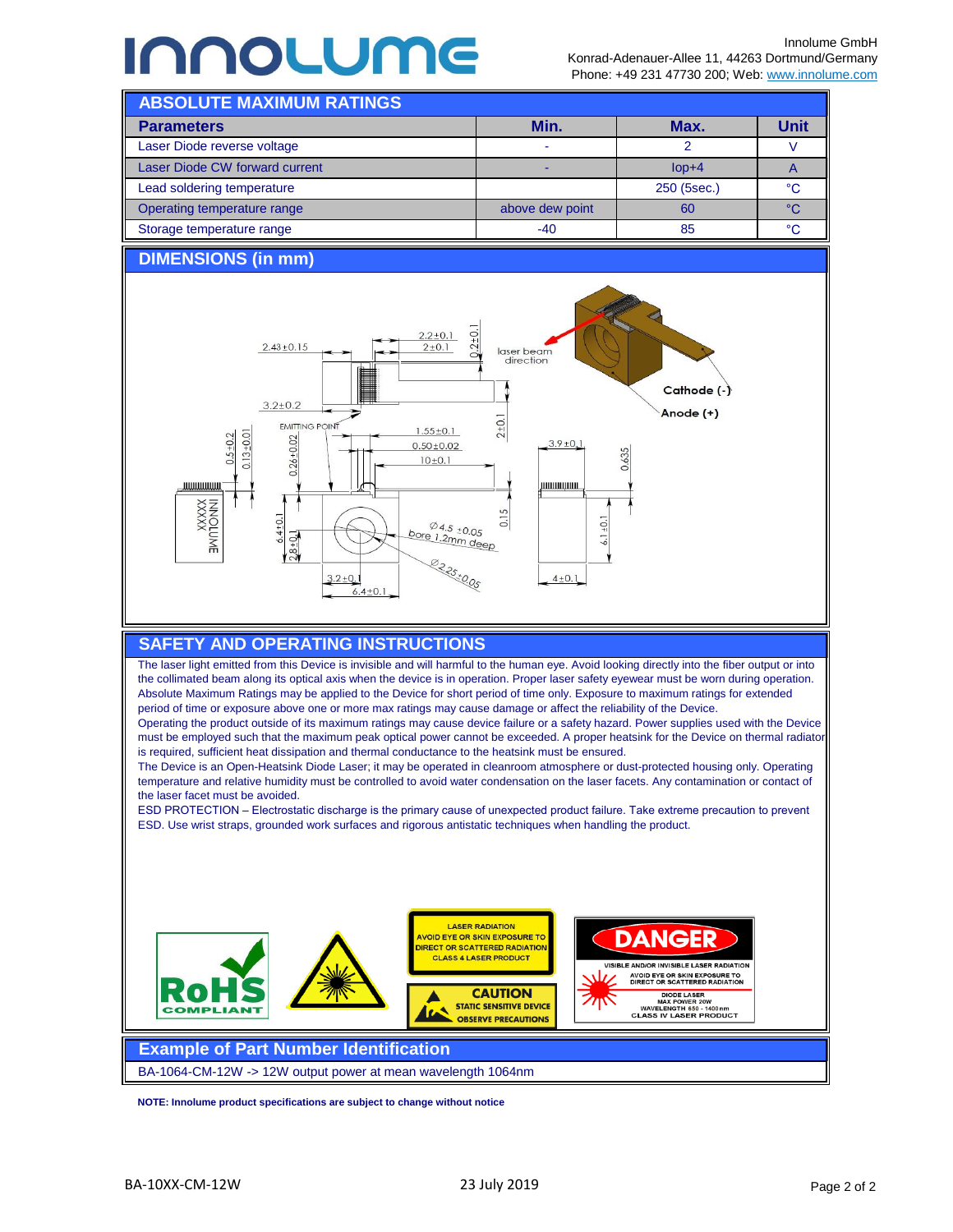Innolume GmbH
Konrad-Adenauer-Allee 11, 44263 Dortmund/Germany
Phone: +49 231 47730 200; Web: www.innolume.com

## ABSOLUTE MAXIMUM RATINGS

| Parameters | Min. | Max. | Unit |
|---|---|---|---|
| Laser Diode reverse voltage | - | 2 | V |
| Laser Diode CW forward current | - | Iop+4 | A |
| Lead soldering temperature | | 250 (5sec.) | °C |
| Operating temperature range | above dew point | 60 | °C |
| Storage temperature range | -40 | 85 | °C |

## DIMENSIONS (in mm)

2.43±0.15
2.2±0.1
2±0.1
0.2±0.1
laser beam direction
Cathode (-)
Anode (+)
3.2±0.2
EMITTING POINT
1.55±0.1
0.50±0.02
10±0.1
2±0.1
3.9±0.1
0.635
0.5±0.2
0.13±0.01
0.26±0.02
0.15
6.4±0.1
2.8±0.1
Ø4.5 ±0.05 bore 1.2mm deep
Ø2.25±0.05
6.1±0.1
3.2±0.1
6.4±0.1
4±0.1
INNOLUME XXXXX

## SAFETY AND OPERATING INSTRUCTIONS

The laser light emitted from this Device is invisible and will harmful to the human eye. Avoid looking directly into the fiber output or into the collimated beam along its optical axis when the device is in operation. Proper laser safety eyewear must be worn during operation. Absolute Maximum Ratings may be applied to the Device for short period of time only. Exposure to maximum ratings for extended period of time or exposure above one or more max ratings may cause damage or affect the reliability of the Device.

Operating the product outside of its maximum ratings may cause device failure or a safety hazard. Power supplies used with the Device must be employed such that the maximum peak optical power cannot be exceeded. A proper heatsink for the Device on thermal radiator is required, sufficient heat dissipation and thermal conductance to the heatsink must be ensured.

The Device is an Open-Heatsink Diode Laser; it may be operated in cleanroom atmosphere or dust-protected housing only. Operating temperature and relative humidity must be controlled to avoid water condensation on the laser facets. Any contamination or contact of the laser facet must be avoided.

ESD PROTECTION – Electrostatic discharge is the primary cause of unexpected product failure. Take extreme precaution to prevent ESD. Use wrist straps, grounded work surfaces and rigorous antistatic techniques when handling the product.

RoHS COMPLIANT

LASER RADIATION
AVOID EYE OR SKIN EXPOSURE TO DIRECT OR SCATTERED RADIATION
CLASS 4 LASER PRODUCT

CAUTION
STATIC SENSITIVE DEVICE
OBSERVE PRECAUTIONS

DANGER
VISIBLE AND/OR INVISIBLE LASER RADIATION
AVOID EYE OR SKIN EXPOSURE TO DIRECT OR SCATTERED RADIATION
DIODE LASER
MAX POWER 20W
WAVELENGTH 650 - 1400nm
CLASS IV LASER PRODUCT

## Example of Part Number Identification

BA-1064-CM-12W -> 12W output power at mean wavelength 1064nm

**NOTE: Innolume product specifications are subject to change without notice**

BA-10XX-CM-12W    23 July 2019